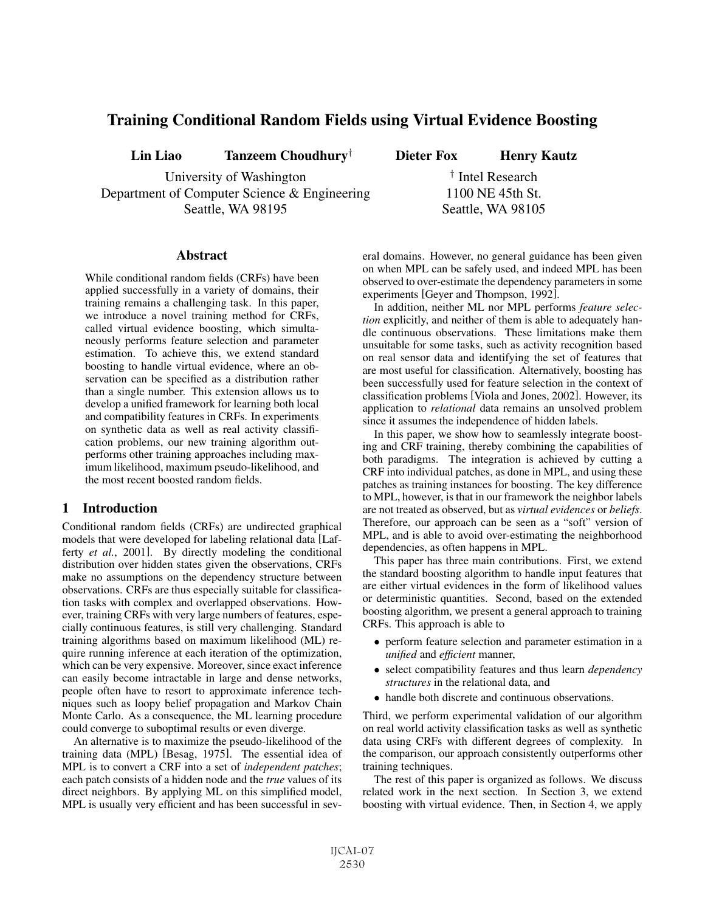# Training Conditional Random Fields using Virtual Evidence Boosting

**Lin Liao** **Tanzeem Choudhury**[†] **Dieter Fox** **Henry Kautz**

University of Washington
Department of Computer Science & Engineering
Seattle, WA 98195

[†] Intel Research
1100 NE 45th St.
Seattle, WA 98105

## Abstract

While conditional random fields (CRFs) have been applied successfully in a variety of domains, their training remains a challenging task. In this paper, we introduce a novel training method for CRFs, called virtual evidence boosting, which simultaneously performs feature selection and parameter estimation. To achieve this, we extend standard boosting to handle virtual evidence, where an observation can be specified as a distribution rather than a single number. This extension allows us to develop a unified framework for learning both local and compatibility features in CRFs. In experiments on synthetic data as well as real activity classification problems, our new training algorithm outperforms other training approaches including maximum likelihood, maximum pseudo-likelihood, and the most recent boosted random fields.

## 1 Introduction

Conditional random fields (CRFs) are undirected graphical models that were developed for labeling relational data [Lafferty *et al.*, 2001]. By directly modeling the conditional distribution over hidden states given the observations, CRFs make no assumptions on the dependency structure between observations. CRFs are thus especially suitable for classification tasks with complex and overlapped observations. However, training CRFs with very large numbers of features, especially continuous features, is still very challenging. Standard training algorithms based on maximum likelihood (ML) require running inference at each iteration of the optimization, which can be very expensive. Moreover, since exact inference can easily become intractable in large and dense networks, people often have to resort to approximate inference techniques such as loopy belief propagation and Markov Chain Monte Carlo. As a consequence, the ML learning procedure could converge to suboptimal results or even diverge.

An alternative is to maximize the pseudo-likelihood of the training data (MPL) [Besag, 1975]. The essential idea of MPL is to convert a CRF into a set of *independent patches*; each patch consists of a hidden node and the *true* values of its direct neighbors. By applying ML on this simplified model, MPL is usually very efficient and has been successful in several domains. However, no general guidance has been given on when MPL can be safely used, and indeed MPL has been observed to over-estimate the dependency parameters in some experiments [Geyer and Thompson, 1992].

In addition, neither ML nor MPL performs *feature selection* explicitly, and neither of them is able to adequately handle continuous observations. These limitations make them unsuitable for some tasks, such as activity recognition based on real sensor data and identifying the set of features that are most useful for classification. Alternatively, boosting has been successfully used for feature selection in the context of classification problems [Viola and Jones, 2002]. However, its application to *relational* data remains an unsolved problem since it assumes the independence of hidden labels.

In this paper, we show how to seamlessly integrate boosting and CRF training, thereby combining the capabilities of both paradigms. The integration is achieved by cutting a CRF into individual patches, as done in MPL, and using these patches as training instances for boosting. The key difference to MPL, however, is that in our framework the neighbor labels are not treated as observed, but as *virtual evidences* or *beliefs*. Therefore, our approach can be seen as a "soft" version of MPL, and is able to avoid over-estimating the neighborhood dependencies, as often happens in MPL.

This paper has three main contributions. First, we extend the standard boosting algorithm to handle input features that are either virtual evidences in the form of likelihood values or deterministic quantities. Second, based on the extended boosting algorithm, we present a general approach to training CRFs. This approach is able to

- perform feature selection and parameter estimation in a *unified* and *efficient* manner,
- select compatibility features and thus learn *dependency structures* in the relational data, and
- handle both discrete and continuous observations.

Third, we perform experimental validation of our algorithm on real world activity classification tasks as well as synthetic data using CRFs with different degrees of complexity. In the comparison, our approach consistently outperforms other training techniques.

The rest of this paper is organized as follows. We discuss related work in the next section. In Section 3, we extend boosting with virtual evidence. Then, in Section 4, we apply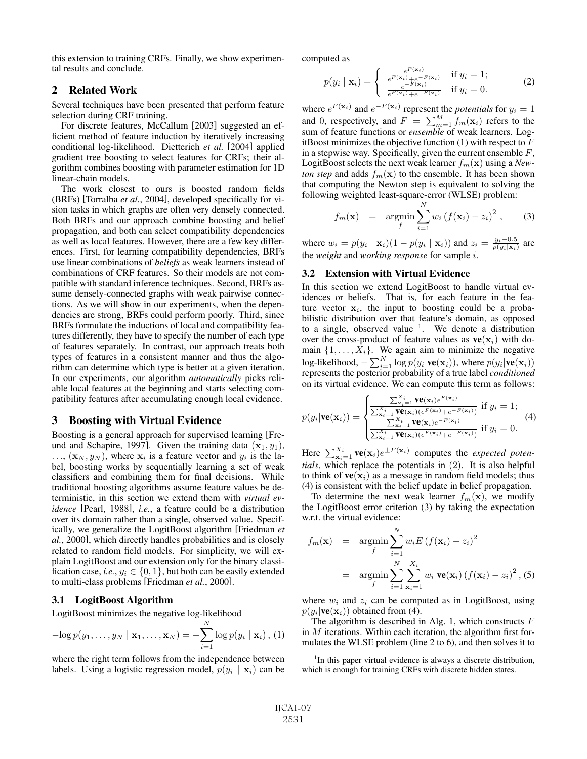this extension to training CRFs. Finally, we show experimental results and conclude.

## 2 Related Work

Several techniques have been presented that perform feature selection during CRF training.

For discrete features, McCallum [2003] suggested an efficient method of feature induction by iteratively increasing conditional log-likelihood. Dietterich *et al.* [2004] applied gradient tree boosting to select features for CRFs; their algorithm combines boosting with parameter estimation for 1D linear-chain models.

The work closest to ours is boosted random fields (BRFs) [Torralba *et al.*, 2004], developed specifically for vision tasks in which graphs are often very densely connected. Both BRFs and our approach combine boosting and belief propagation, and both can select compatibility dependencies as well as local features. However, there are a few key differences. First, for learning compatibility dependencies, BRFs use linear combinations of *beliefs* as weak learners instead of combinations of CRF features. So their models are not compatible with standard inference techniques. Second, BRFs assume densely-connected graphs with weak pairwise connections. As we will show in our experiments, when the dependencies are strong, BRFs could perform poorly. Third, since BRFs formulate the inductions of local and compatibility features differently, they have to specify the number of each type of features separately. In contrast, our approach treats both types of features in a consistent manner and thus the algorithm can determine which type is better at a given iteration. In our experiments, our algorithm *automatically* picks reliable local features at the beginning and starts selecting compatibility features after accumulating enough local evidence.

## 3 Boosting with Virtual Evidence

Boosting is a general approach for supervised learning [Freund and Schapire, 1997]. Given the training data $(\mathbf{x}_1, y_1)$, $\ldots$, $(\mathbf{x}_N, y_N)$, where $\mathbf{x}_i$ is a feature vector and $y_i$ is the label, boosting works by sequentially learning a set of weak classifiers and combining them for final decisions. While traditional boosting algorithms assume feature values be deterministic, in this section we extend them with *virtual evidence* [Pearl, 1988], *i.e.*, a feature could be a distribution over its domain rather than a single, observed value. Specifically, we generalize the LogitBoost algorithm [Friedman *et al.*, 2000], which directly handles probabilities and is closely related to random field models. For simplicity, we will explain LogitBoost and our extension only for the binary classification case, *i.e.*, $y_i \in \{0, 1\}$, but both can be easily extended to multi-class problems [Friedman *et al.*, 2000].

### 3.1 LogitBoost Algorithm

LogitBoost minimizes the negative log-likelihood

$$-\log p(y_1, \ldots, y_N \mid \mathbf{x}_1, \ldots, \mathbf{x}_N) = -\sum_{i=1}^{N} \log p(y_i \mid \mathbf{x}_i)\,, \quad (1)$$

where the right term follows from the independence between labels. Using a logistic regression model, $p(y_i \mid \mathbf{x}_i)$ can be computed as

$$p(y_i \mid \mathbf{x}_i) = \begin{cases} \frac{e^{F(\mathbf{x}_i)}}{e^{F(\mathbf{x}_i)} + e^{-F(\mathbf{x}_i)}} & \text{if } y_i = 1; \\ \frac{e^{-F(\mathbf{x}_i)}}{e^{F(\mathbf{x}_i)} + e^{-F(\mathbf{x}_i)}} & \text{if } y_i = 0. \end{cases} \quad (2)$$

where $e^{F(\mathbf{x}_i)}$ and $e^{-F(\mathbf{x}_i)}$ represent the *potentials* for $y_i = 1$ and 0, respectively, and $F = \sum_{m=1}^{M} f_m(\mathbf{x}_i)$ refers to the sum of feature functions or *ensemble* of weak learners. LogitBoost minimizes the objective function (1) with respect to $F$ in a stepwise way. Specifically, given the current ensemble $F$, LogitBoost selects the next weak learner $f_m(\mathbf{x})$ using a *Newton step* and adds $f_m(\mathbf{x})$ to the ensemble. It has been shown that computing the Newton step is equivalent to solving the following weighted least-square-error (WLSE) problem:

$$f_m(\mathbf{x}) \quad = \quad \operatorname*{argmin}_f \sum_{i=1}^{N} w_i \left(f(\mathbf{x}_i) - z_i\right)^2 , \quad (3)$$

where $w_i = p(y_i \mid \mathbf{x}_i)(1 - p(y_i \mid \mathbf{x}_i))$ and $z_i = \frac{y_i - 0.5}{p(y_i|\mathbf{x}_i)}$ are the *weight* and *working response* for sample $i$.

### 3.2 Extension with Virtual Evidence

In this section we extend LogitBoost to handle virtual evidences or beliefs. That is, for each feature in the feature vector $\mathbf{x}_i$, the input to boosting could be a probabilistic distribution over that feature's domain, as opposed to a single, observed value [1]. We denote a distribution over the cross-product of feature values as $\mathbf{ve}(\mathbf{x}_i)$ with domain $\{1, \ldots, X_i\}$. We again aim to minimize the negative log-likelihood, $-\sum_{i=1}^{N} \log p(y_i|\mathbf{ve}(\mathbf{x}_i))$, where $p(y_i|\mathbf{ve}(\mathbf{x}_i))$ represents the posterior probability of a true label *conditioned* on its virtual evidence. We can compute this term as follows:

$$p(y_i|\mathbf{ve}(\mathbf{x}_i)) = \begin{cases} \frac{\sum_{\mathbf{x}_i=1}^{X_i} \mathbf{ve}(\mathbf{x}_i) e^{F(\mathbf{x}_i)}}{\sum_{\mathbf{x}_i=1}^{X_i} \mathbf{ve}(\mathbf{x}_i)(e^{F(\mathbf{x}_i)} + e^{-F(\mathbf{x}_i)})} & \text{if } y_i = 1; \\ \frac{\sum_{\mathbf{x}_i=1}^{X_i} \mathbf{ve}(\mathbf{x}_i) e^{-F(\mathbf{x}_i)}}{\sum_{\mathbf{x}_i=1}^{X_i} \mathbf{ve}(\mathbf{x}_i)(e^{F(\mathbf{x}_i)} + e^{-F(\mathbf{x}_i)})} & \text{if } y_i = 0. \end{cases} \quad (4)$$

Here $\sum_{\mathbf{x}_i=1}^{X_i} \mathbf{ve}(\mathbf{x}_i) e^{\pm F(\mathbf{x}_i)}$ computes the *expected potentials*, which replace the potentials in (2). It is also helpful to think of $\mathbf{ve}(\mathbf{x}_i)$ as a message in random field models; thus (4) is consistent with the belief update in belief propagation.

To determine the next weak learner $f_m(\mathbf{x})$, we modify the LogitBoost error criterion (3) by taking the expectation w.r.t. the virtual evidence:

$$\begin{aligned} f_m(\mathbf{x}) &= \operatorname*{argmin}_f \sum_{i=1}^{N} w_i E \left(f(\mathbf{x}_i) - z_i\right)^2 \\ &= \operatorname*{argmin}_f \sum_{i=1}^{N} \sum_{\mathbf{x}_i=1}^{X_i} w_i \; \mathbf{ve}(\mathbf{x}_i) \left(f(\mathbf{x}_i) - z_i\right)^2 , \quad (5) \end{aligned}$$

where $w_i$ and $z_i$ can be computed as in LogitBoost, using $p(y_i|\mathbf{ve}(\mathbf{x}_i))$ obtained from (4).

The algorithm is described in Alg. 1, which constructs $F$ in $M$ iterations. Within each iteration, the algorithm first formulates the WLSE problem (line 2 to 6), and then solves it to

[1] In this paper virtual evidence is always a discrete distribution, which is enough for training CRFs with discrete hidden states.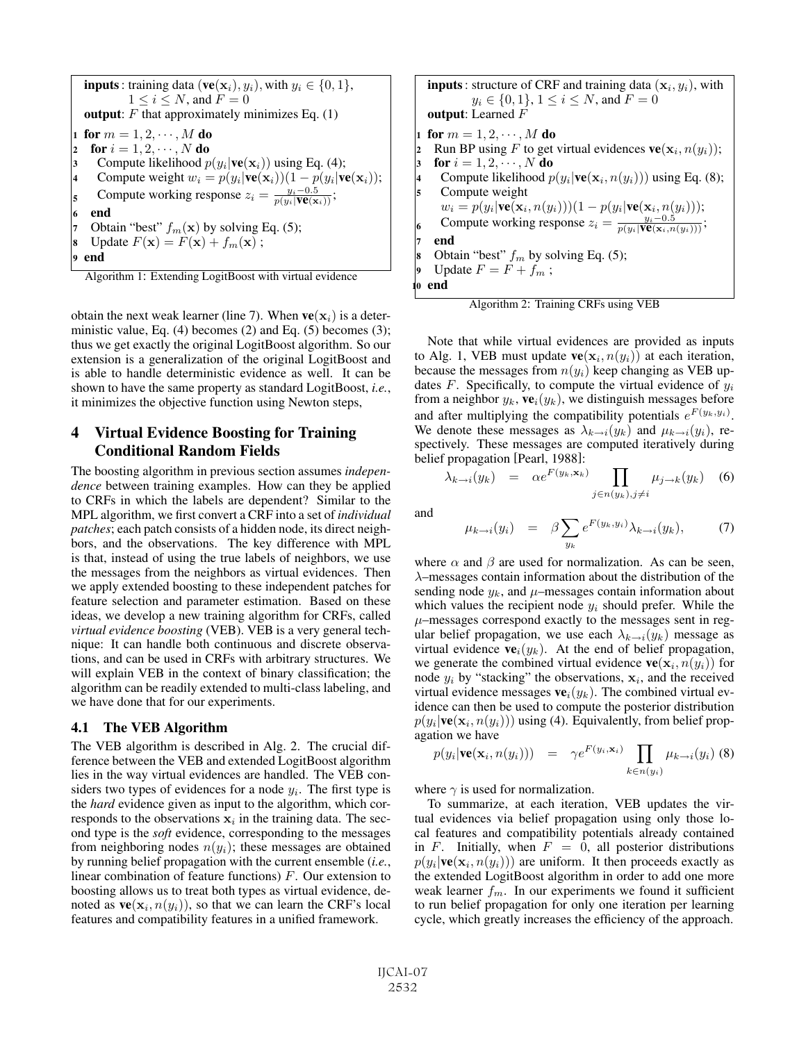```
inputs: training data (ve(x_i), y_i), with y_i ∈ {0,1},
        1 ≤ i ≤ N, and F = 0
output: F that approximately minimizes Eq. (1)
1 for m = 1, 2, ..., M do
2   for i = 1, 2, ..., N do
3     Compute likelihood p(y_i|ve(x_i)) using Eq. (4);
4     Compute weight w_i = p(y_i|ve(x_i))(1 − p(y_i|ve(x_i));
5     Compute working response z_i = (y_i − 0.5) / p(y_i|ve(x_i));
6   end
7   Obtain "best" f_m(x) by solving Eq. (5);
8   Update F(x) = F(x) + f_m(x) ;
9 end
```

Algorithm 1: Extending LogitBoost with virtual evidence

obtain the next weak learner (line 7). When $\mathbf{ve}(\mathbf{x}_i)$ is a deterministic value, Eq. (4) becomes (2) and Eq. (5) becomes (3); thus we get exactly the original LogitBoost algorithm. So our extension is a generalization of the original LogitBoost and is able to handle deterministic evidence as well. It can be shown to have the same property as standard LogitBoost, *i.e.*, it minimizes the objective function using Newton steps,

## 4 Virtual Evidence Boosting for Training Conditional Random Fields

The boosting algorithm in previous section assumes *independence* between training examples. How can they be applied to CRFs in which the labels are dependent? Similar to the MPL algorithm, we first convert a CRF into a set of *individual patches*; each patch consists of a hidden node, its direct neighbors, and the observations. The key difference with MPL is that, instead of using the true labels of neighbors, we use the messages from the neighbors as virtual evidences. Then we apply extended boosting to these independent patches for feature selection and parameter estimation. Based on these ideas, we develop a new training algorithm for CRFs, called *virtual evidence boosting* (VEB). VEB is a very general technique: It can handle both continuous and discrete observations, and can be used in CRFs with arbitrary structures. We will explain VEB in the context of binary classification; the algorithm can be readily extended to multi-class labeling, and we have done that for our experiments.

### 4.1 The VEB Algorithm

The VEB algorithm is described in Alg. 2. The crucial difference between the VEB and extended LogitBoost algorithm lies in the way virtual evidences are handled. The VEB considers two types of evidences for a node $y_i$. The first type is the *hard* evidence given as input to the algorithm, which corresponds to the observations $\mathbf{x}_i$ in the training data. The second type is the *soft* evidence, corresponding to the messages from neighboring nodes $n(y_i)$; these messages are obtained by running belief propagation with the current ensemble (*i.e.*, linear combination of feature functions) $F$. Our extension to boosting allows us to treat both types as virtual evidence, denoted as $\mathbf{ve}(\mathbf{x}_i, n(y_i))$, so that we can learn the CRF's local features and compatibility features in a unified framework.

```
inputs: structure of CRF and training data (x_i, y_i), with
        y_i ∈ {0,1}, 1 ≤ i ≤ N, and F = 0
output: Learned F
1  for m = 1, 2, ..., M do
2    Run BP using F to get virtual evidences ve(x_i, n(y_i));
3    for i = 1, 2, ..., N do
4      Compute likelihood p(y_i|ve(x_i, n(y_i))) using Eq. (8);
5      Compute weight
       w_i = p(y_i|ve(x_i, n(y_i)))(1 − p(y_i|ve(x_i, n(y_i)));
6      Compute working response z_i = (y_i − 0.5) / p(y_i|ve(x_i, n(y_i)));
7    end
8    Obtain "best" f_m by solving Eq. (5);
9    Update F = F + f_m ;
10 end
```

Algorithm 2: Training CRFs using VEB

Note that while virtual evidences are provided as inputs to Alg. 1, VEB must update $\mathbf{ve}(\mathbf{x}_i, n(y_i))$ at each iteration, because the messages from $n(y_i)$ keep changing as VEB updates $F$. Specifically, to compute the virtual evidence of $y_i$ from a neighbor $y_k$, $\mathbf{ve}_i(y_k)$, we distinguish messages before and after multiplying the compatibility potentials $e^{F(y_k, y_i)}$. We denote these messages as $\lambda_{k\to i}(y_k)$ and $\mu_{k\to i}(y_i)$, respectively. These messages are computed iteratively during belief propagation [Pearl, 1988]:

$$\lambda_{k\to i}(y_k) = \alpha e^{F(y_k, \mathbf{x}_k)} \prod_{j\in n(y_k), j\neq i} \mu_{j\to k}(y_k) \quad (6)$$

and

$$\mu_{k\to i}(y_i) = \beta \sum_{y_k} e^{F(y_k, y_i)} \lambda_{k\to i}(y_k), \quad (7)$$

where $\alpha$ and $\beta$ are used for normalization. As can be seen, $\lambda$–messages contain information about the distribution of the sending node $y_k$, and $\mu$–messages contain information about which values the recipient node $y_i$ should prefer. While the $\mu$–messages correspond exactly to the messages sent in regular belief propagation, we use each $\lambda_{k\to i}(y_k)$ message as virtual evidence $\mathbf{ve}_i(y_k)$. At the end of belief propagation, we generate the combined virtual evidence $\mathbf{ve}(\mathbf{x}_i, n(y_i))$ for node $y_i$ by "stacking" the observations, $\mathbf{x}_i$, and the received virtual evidence messages $\mathbf{ve}_i(y_k)$. The combined virtual evidence can then be used to compute the posterior distribution $p(y_i|\mathbf{ve}(\mathbf{x}_i, n(y_i)))$ using (4). Equivalently, from belief propagation we have

$$p(y_i|\mathbf{ve}(\mathbf{x}_i, n(y_i))) = \gamma e^{F(y_i, \mathbf{x}_i)} \prod_{k\in n(y_i)} \mu_{k\to i}(y_i) \quad (8)$$

where $\gamma$ is used for normalization.

To summarize, at each iteration, VEB updates the virtual evidences via belief propagation using only those local features and compatibility potentials already contained in $F$. Initially, when $F = 0$, all posterior distributions $p(y_i|\mathbf{ve}(\mathbf{x}_i, n(y_i)))$ are uniform. It then proceeds exactly as the extended LogitBoost algorithm in order to add one more weak learner $f_m$. In our experiments we found it sufficient to run belief propagation for only one iteration per learning cycle, which greatly increases the efficiency of the approach.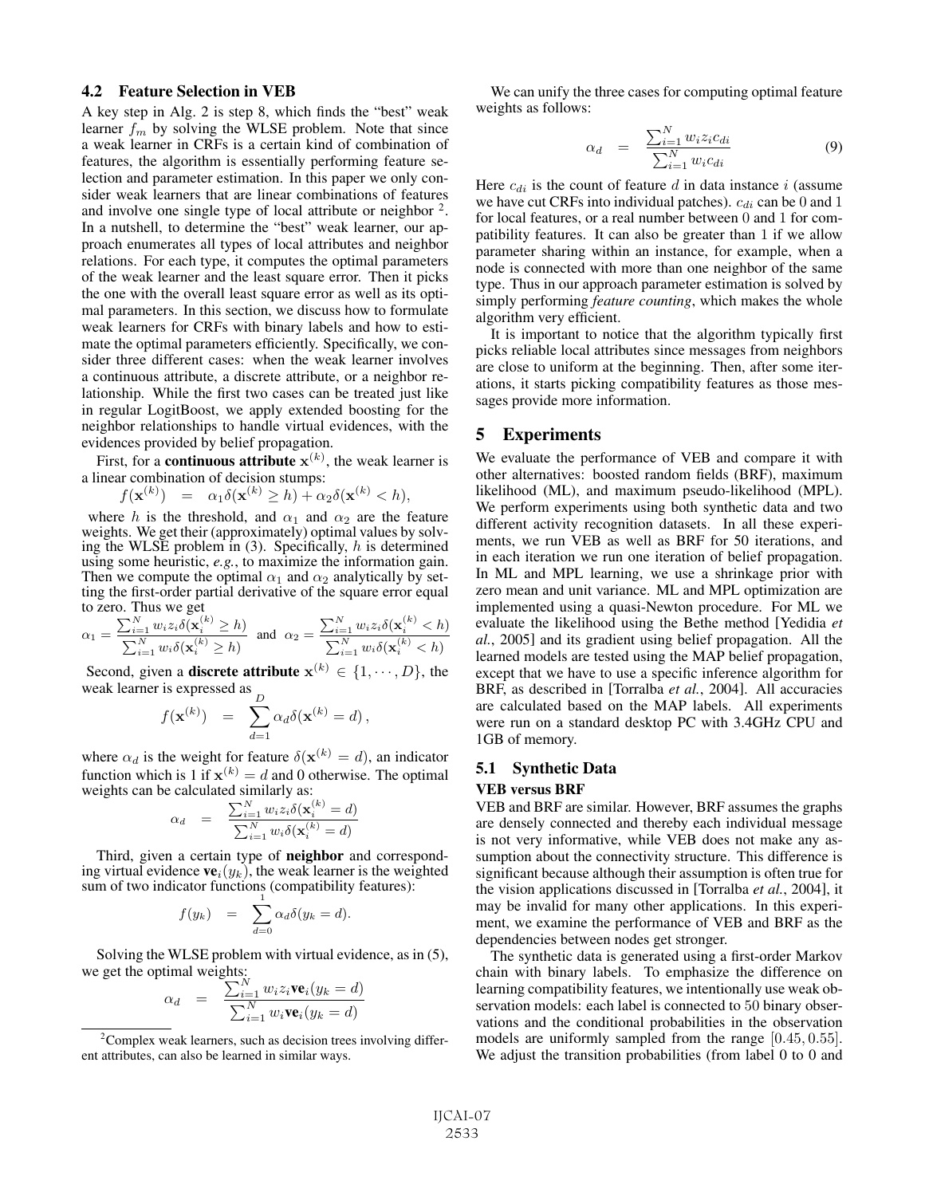### 4.2 Feature Selection in VEB

A key step in Alg. 2 is step 8, which finds the "best" weak learner $f_m$ by solving the WLSE problem. Note that since a weak learner in CRFs is a certain kind of combination of features, the algorithm is essentially performing feature selection and parameter estimation. In this paper we only consider weak learners that are linear combinations of features and involve one single type of local attribute or neighbor [2]. In a nutshell, to determine the "best" weak learner, our approach enumerates all types of local attributes and neighbor relations. For each type, it computes the optimal parameters of the weak learner and the least square error. Then it picks the one with the overall least square error as well as its optimal parameters. In this section, we discuss how to formulate weak learners for CRFs with binary labels and how to estimate the optimal parameters efficiently. Specifically, we consider three different cases: when the weak learner involves a continuous attribute, a discrete attribute, or a neighbor relationship. While the first two cases can be treated just like in regular LogitBoost, we apply extended boosting for the neighbor relationships to handle virtual evidences, with the evidences provided by belief propagation.

First, for a **continuous attribute** $\mathbf{x}^{(k)}$, the weak learner is a linear combination of decision stumps:

$$f(\mathbf{x}^{(k)}) \quad = \quad \alpha_1 \delta(\mathbf{x}^{(k)} \geq h) + \alpha_2 \delta(\mathbf{x}^{(k)} < h),$$

where $h$ is the threshold, and $\alpha_1$ and $\alpha_2$ are the feature weights. We get their (approximately) optimal values by solving the WLSE problem in (3). Specifically, $h$ is determined using some heuristic, *e.g.*, to maximize the information gain. Then we compute the optimal $\alpha_1$ and $\alpha_2$ analytically by setting the first-order partial derivative of the square error equal to zero. Thus we get

$$\alpha_1 = \frac{\sum_{i=1}^N w_i z_i \delta(\mathbf{x}_i^{(k)} \geq h)}{\sum_{i=1}^N w_i \delta(\mathbf{x}_i^{(k)} \geq h)} \text{ and } \alpha_2 = \frac{\sum_{i=1}^N w_i z_i \delta(\mathbf{x}_i^{(k)} < h)}{\sum_{i=1}^N w_i \delta(\mathbf{x}_i^{(k)} < h)}$$

Second, given a **discrete attribute** $\mathbf{x}^{(k)} \in \{1, \cdots, D\}$, the weak learner is expressed as

$$f(\mathbf{x}^{(k)}) \quad = \quad \sum_{d=1}^{D} \alpha_d \delta(\mathbf{x}^{(k)} = d)\,,$$

where $\alpha_d$ is the weight for feature $\delta(\mathbf{x}^{(k)} = d)$, an indicator function which is 1 if $\mathbf{x}^{(k)} = d$ and 0 otherwise. The optimal weights can be calculated similarly as:

$$\alpha_d \quad = \quad \frac{\sum_{i=1}^N w_i z_i \delta(\mathbf{x}_i^{(k)} = d)}{\sum_{i=1}^N w_i \delta(\mathbf{x}_i^{(k)} = d)}$$

Third, given a certain type of **neighbor** and corresponding virtual evidence $\mathbf{ve}_i(y_k)$, the weak learner is the weighted sum of two indicator functions (compatibility features):

$$f(y_k) \quad = \quad \sum_{d=0}^{1} \alpha_d \delta(y_k = d).$$

Solving the WLSE problem with virtual evidence, as in (5), we get the optimal weights:

$$\alpha_d \quad = \quad \frac{\sum_{i=1}^N w_i z_i \mathbf{ve}_i(y_k = d)}{\sum_{i=1}^N w_i \mathbf{ve}_i(y_k = d)}$$

We can unify the three cases for computing optimal feature weights as follows:

$$\alpha_d \quad = \quad \frac{\sum_{i=1}^N w_i z_i c_{di}}{\sum_{i=1}^N w_i c_{di}} \tag{9}$$

Here $c_{di}$ is the count of feature $d$ in data instance $i$ (assume we have cut CRFs into individual patches). $c_{di}$ can be 0 and 1 for local features, or a real number between 0 and 1 for compatibility features. It can also be greater than 1 if we allow parameter sharing within an instance, for example, when a node is connected with more than one neighbor of the same type. Thus in our approach parameter estimation is solved by simply performing *feature counting*, which makes the whole algorithm very efficient.

It is important to notice that the algorithm typically first picks reliable local attributes since messages from neighbors are close to uniform at the beginning. Then, after some iterations, it starts picking compatibility features as those messages provide more information.

## 5 Experiments

We evaluate the performance of VEB and compare it with other alternatives: boosted random fields (BRF), maximum likelihood (ML), and maximum pseudo-likelihood (MPL). We perform experiments using both synthetic data and two different activity recognition datasets. In all these experiments, we run VEB as well as BRF for 50 iterations, and in each iteration we run one iteration of belief propagation. In ML and MPL learning, we use a shrinkage prior with zero mean and unit variance. ML and MPL optimization are implemented using a quasi-Newton procedure. For ML we evaluate the likelihood using the Bethe method [Yedidia *et al.*, 2005] and its gradient using belief propagation. All the learned models are tested using the MAP belief propagation, except that we have to use a specific inference algorithm for BRF, as described in [Torralba *et al.*, 2004]. All accuracies are calculated based on the MAP labels. All experiments were run on a standard desktop PC with 3.4GHz CPU and 1GB of memory.

### 5.1 Synthetic Data

#### VEB versus BRF

VEB and BRF are similar. However, BRF assumes the graphs are densely connected and thereby each individual message is not very informative, while VEB does not make any assumption about the connectivity structure. This difference is significant because although their assumption is often true for the vision applications discussed in [Torralba *et al.*, 2004], it may be invalid for many other applications. In this experiment, we examine the performance of VEB and BRF as the dependencies between nodes get stronger.

The synthetic data is generated using a first-order Markov chain with binary labels. To emphasize the difference on learning compatibility features, we intentionally use weak observation models: each label is connected to 50 binary observations and the conditional probabilities in the observation models are uniformly sampled from the range $[0.45, 0.55]$. We adjust the transition probabilities (from label 0 to 0 and

[2] Complex weak learners, such as decision trees involving different attributes, can also be learned in similar ways.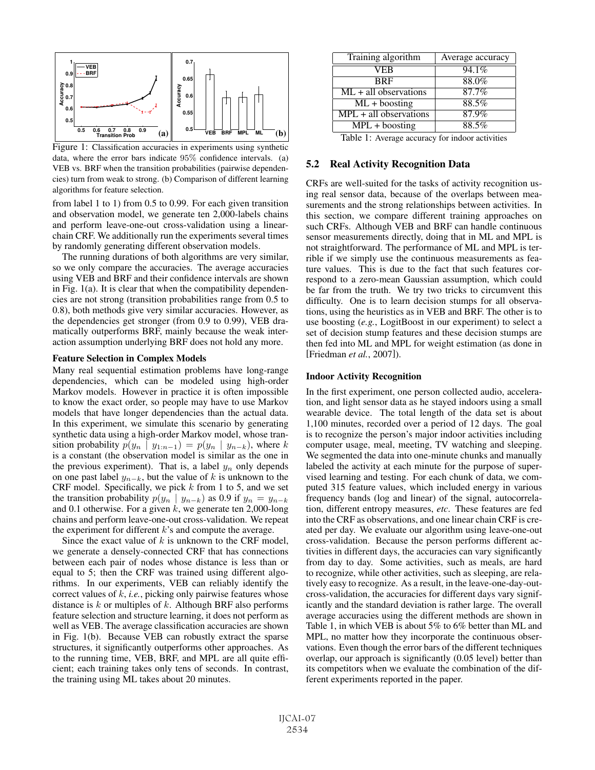Figure 1: Classification accuracies in experiments using synthetic data, where the error bars indicate 95% confidence intervals. (a) VEB vs. BRF when the transition probabilities (pairwise dependencies) turn from weak to strong. (b) Comparison of different learning algorithms for feature selection.

from label 1 to 1) from 0.5 to 0.99. For each given transition and observation model, we generate ten 2,000-labels chains and perform leave-one-out cross-validation using a linear-chain CRF. We additionally run the experiments several times by randomly generating different observation models.

The running durations of both algorithms are very similar, so we only compare the accuracies. The average accuracies using VEB and BRF and their confidence intervals are shown in Fig. 1(a). It is clear that when the compatibility dependencies are not strong (transition probabilities range from 0.5 to 0.8), both methods give very similar accuracies. However, as the dependencies get stronger (from 0.9 to 0.99), VEB dramatically outperforms BRF, mainly because the weak interaction assumption underlying BRF does not hold any more.

**Feature Selection in Complex Models**

Many real sequential estimation problems have long-range dependencies, which can be modeled using high-order Markov models. However in practice it is often impossible to know the exact order, so people may have to use Markov models that have longer dependencies than the actual data. In this experiment, we simulate this scenario by generating synthetic data using a high-order Markov model, whose transition probability $p(y_n \mid y_{1:n-1}) = p(y_n \mid y_{n-k})$, where $k$ is a constant (the observation model is similar as the one in the previous experiment). That is, a label $y_n$ only depends on one past label $y_{n-k}$, but the value of $k$ is unknown to the CRF model. Specifically, we pick $k$ from 1 to 5, and we set the transition probability $p(y_n \mid y_{n-k})$ as 0.9 if $y_n = y_{n-k}$ and 0.1 otherwise. For a given $k$, we generate ten 2,000-long chains and perform leave-one-out cross-validation. We repeat the experiment for different $k$'s and compute the average.

Since the exact value of $k$ is unknown to the CRF model, we generate a densely-connected CRF that has connections between each pair of nodes whose distance is less than or equal to 5; then the CRF was trained using different algorithms. In our experiments, VEB can reliably identify the correct values of $k$, *i.e.*, picking only pairwise features whose distance is $k$ or multiples of $k$. Although BRF also performs feature selection and structure learning, it does not perform as well as VEB. The average classification accuracies are shown in Fig. 1(b). Because VEB can robustly extract the sparse structures, it significantly outperforms other approaches. As to the running time, VEB, BRF, and MPL are all quite efficient; each training takes only tens of seconds. In contrast, the training using ML takes about 20 minutes.

| Training algorithm | Average accuracy |
|---|---|
| VEB | 94.1% |
| BRF | 88.0% |
| ML + all observations | 87.7% |
| ML + boosting | 88.5% |
| MPL + all observations | 87.9% |
| MPL + boosting | 88.5% |

Table 1: Average accuracy for indoor activities

## 5.2 Real Activity Recognition Data

CRFs are well-suited for the tasks of activity recognition using real sensor data, because of the overlaps between measurements and the strong relationships between activities. In this section, we compare different training approaches on such CRFs. Although VEB and BRF can handle continuous sensor measurements directly, doing that in ML and MPL is not straightforward. The performance of ML and MPL is terrible if we simply use the continuous measurements as feature values. This is due to the fact that such features correspond to a zero-mean Gaussian assumption, which could be far from the truth. We try two tricks to circumvent this difficulty. One is to learn decision stumps for all observations, using the heuristics as in VEB and BRF. The other is to use boosting (*e.g.*, LogitBoost in our experiment) to select a set of decision stump features and these decision stumps are then fed into ML and MPL for weight estimation (as done in [Friedman *et al.*, 2007]).

**Indoor Activity Recognition**

In the first experiment, one person collected audio, acceleration, and light sensor data as he stayed indoors using a small wearable device. The total length of the data set is about 1,100 minutes, recorded over a period of 12 days. The goal is to recognize the person's major indoor activities including computer usage, meal, meeting, TV watching and sleeping. We segmented the data into one-minute chunks and manually labeled the activity at each minute for the purpose of supervised learning and testing. For each chunk of data, we computed 315 feature values, which included energy in various frequency bands (log and linear) of the signal, autocorrelation, different entropy measures, *etc*. These features are fed into the CRF as observations, and one linear chain CRF is created per day. We evaluate our algorithm using leave-one-out cross-validation. Because the person performs different activities in different days, the accuracies can vary significantly from day to day. Some activities, such as meals, are hard to recognize, while other activities, such as sleeping, are relatively easy to recognize. As a result, in the leave-one-day-out-cross-validation, the accuracies for different days vary significantly and the standard deviation is rather large. The overall average accuracies using the different methods are shown in Table 1, in which VEB is about 5% to 6% better than ML and MPL, no matter how they incorporate the continuous observations. Even though the error bars of the different techniques overlap, our approach is significantly (0.05 level) better than its competitors when we evaluate the combination of the different experiments reported in the paper.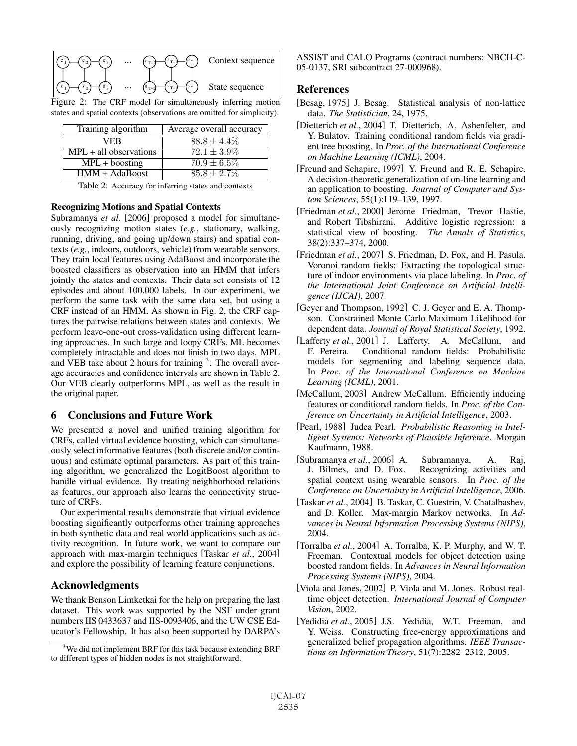Context sequence

State sequence

Figure 2: The CRF model for simultaneously inferring motion states and spatial contexts (observations are omitted for simplicity).

| Training algorithm | Average overall accuracy |
| --- | --- |
| VEB | $88.8 \pm 4.4\%$ |
| MPL + all observations | $72.1 \pm 3.9\%$ |
| MPL + boosting | $70.9 \pm 6.5\%$ |
| HMM + AdaBoost | $85.8 \pm 2.7\%$ |

Table 2: Accuracy for inferring states and contexts

**Recognizing Motions and Spatial Contexts**

Subramanya *et al.* [2006] proposed a model for simultaneously recognizing motion states (*e.g.*, stationary, walking, running, driving, and going up/down stairs) and spatial contexts (*e.g.*, indoors, outdoors, vehicle) from wearable sensors. They train local features using AdaBoost and incorporate the boosted classifiers as observation into an HMM that infers jointly the states and contexts. Their data set consists of 12 episodes and about 100,000 labels. In our experiment, we perform the same task with the same data set, but using a CRF instead of an HMM. As shown in Fig. 2, the CRF captures the pairwise relations between states and contexts. We perform leave-one-out cross-validation using different learning approaches. In such large and loopy CRFs, ML becomes completely intractable and does not finish in two days. MPL and VEB take about 2 hours for training [3]. The overall average accuracies and confidence intervals are shown in Table 2. Our VEB clearly outperforms MPL, as well as the result in the original paper.

## 6 Conclusions and Future Work

We presented a novel and unified training algorithm for CRFs, called virtual evidence boosting, which can simultaneously select informative features (both discrete and/or continuous) and estimate optimal parameters. As part of this training algorithm, we generalized the LogitBoost algorithm to handle virtual evidence. By treating neighborhood relations as features, our approach also learns the connectivity structure of CRFs.

Our experimental results demonstrate that virtual evidence boosting significantly outperforms other training approaches in both synthetic data and real world applications such as activity recognition. In future work, we want to compare our approach with max-margin techniques [Taskar *et al.*, 2004] and explore the possibility of learning feature conjunctions.

## Acknowledgments

We thank Benson Limketkai for the help on preparing the last dataset. This work was supported by the NSF under grant numbers IIS 0433637 and IIS-0093406, and the UW CSE Educator's Fellowship. It has also been supported by DARPA's ASSIST and CALO Programs (contract numbers: NBCH-C-05-0137, SRI subcontract 27-000968).

[3] We did not implement BRF for this task because extending BRF to different types of hidden nodes is not straightforward.

## References

[Besag, 1975] J. Besag. Statistical analysis of non-lattice data. *The Statistician*, 24, 1975.

[Dietterich *et al.*, 2004] T. Dietterich, A. Ashenfelter, and Y. Bulatov. Training conditional random fields via gradient tree boosting. In *Proc. of the International Conference on Machine Learning (ICML)*, 2004.

[Freund and Schapire, 1997] Y. Freund and R. E. Schapire. A decision-theoretic generalization of on-line learning and an application to boosting. *Journal of Computer and System Sciences*, 55(1):119–139, 1997.

[Friedman *et al.*, 2000] Jerome Friedman, Trevor Hastie, and Robert Tibshirani. Additive logistic regression: a statistical view of boosting. *The Annals of Statistics*, 38(2):337–374, 2000.

[Friedman *et al.*, 2007] S. Friedman, D. Fox, and H. Pasula. Voronoi random fields: Extracting the topological structure of indoor environments via place labeling. In *Proc. of the International Joint Conference on Artificial Intelligence (IJCAI)*, 2007.

[Geyer and Thompson, 1992] C. J. Geyer and E. A. Thompson. Constrained Monte Carlo Maximum Likelihood for dependent data. *Journal of Royal Statistical Society*, 1992.

[Lafferty *et al.*, 2001] J. Lafferty, A. McCallum, and F. Pereira. Conditional random fields: Probabilistic models for segmenting and labeling sequence data. In *Proc. of the International Conference on Machine Learning (ICML)*, 2001.

[McCallum, 2003] Andrew McCallum. Efficiently inducing features or conditional random fields. In *Proc. of the Conference on Uncertainty in Artificial Intelligence*, 2003.

[Pearl, 1988] Judea Pearl. *Probabilistic Reasoning in Intelligent Systems: Networks of Plausible Inference*. Morgan Kaufmann, 1988.

[Subramanya *et al.*, 2006] A. Subramanya, A. Raj, J. Bilmes, and D. Fox. Recognizing activities and spatial context using wearable sensors. In *Proc. of the Conference on Uncertainty in Artificial Intelligence*, 2006.

[Taskar *et al.*, 2004] B. Taskar, C. Guestrin, V. Chatalbashev, and D. Koller. Max-margin Markov networks. In *Advances in Neural Information Processing Systems (NIPS)*, 2004.

[Torralba *et al.*, 2004] A. Torralba, K. P. Murphy, and W. T. Freeman. Contextual models for object detection using boosted random fields. In *Advances in Neural Information Processing Systems (NIPS)*, 2004.

[Viola and Jones, 2002] P. Viola and M. Jones. Robust real-time object detection. *International Journal of Computer Vision*, 2002.

[Yedidia *et al.*, 2005] J.S. Yedidia, W.T. Freeman, and Y. Weiss. Constructing free-energy approximations and generalized belief propagation algorithms. *IEEE Transactions on Information Theory*, 51(7):2282–2312, 2005.